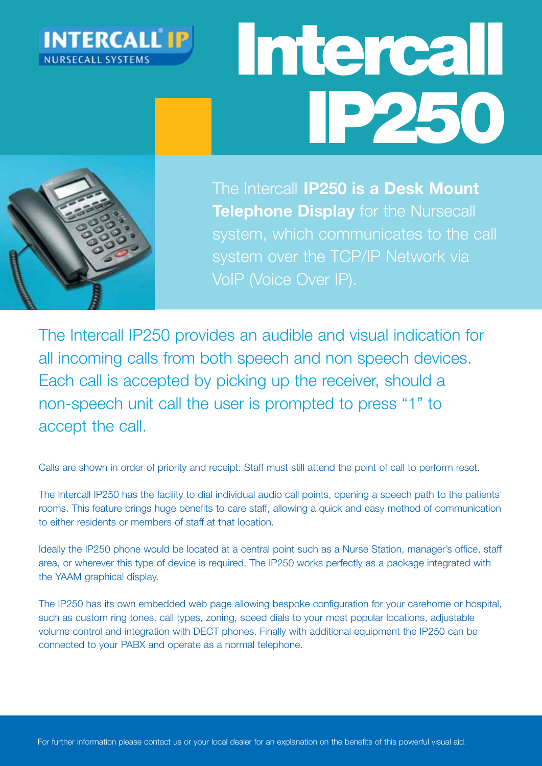INTERCALL® IP
NURSECALL SYSTEMS

# Intercall IP250

The Intercall **IP250 is a Desk Mount Telephone Display** for the Nursecall system, which communicates to the call system over the TCP/IP Network via VoIP (Voice Over IP).

## The Intercall IP250 provides an audible and visual indication for all incoming calls from both speech and non speech devices. Each call is accepted by picking up the receiver, should a non-speech unit call the user is prompted to press "1" to accept the call.

Calls are shown in order of priority and receipt. Staff must still attend the point of call to perform reset.

The Intercall IP250 has the facility to dial individual audio call points, opening a speech path to the patients' rooms. This feature brings huge benefits to care staff, allowing a quick and easy method of communication to either residents or members of staff at that location.

Ideally the IP250 phone would be located at a central point such as a Nurse Station, manager's office, staff area, or wherever this type of device is required. The IP250 works perfectly as a package integrated with the YAAM graphical display.

The IP250 has its own embedded web page allowing bespoke configuration for your carehome or hospital, such as custom ring tones, call types, zoning, speed dials to your most popular locations, adjustable volume control and integration with DECT phones. Finally with additional equipment the IP250 can be connected to your PABX and operate as a normal telephone.

For further information please contact us or your local dealer for an explanation on the benefits of this powerful visual aid.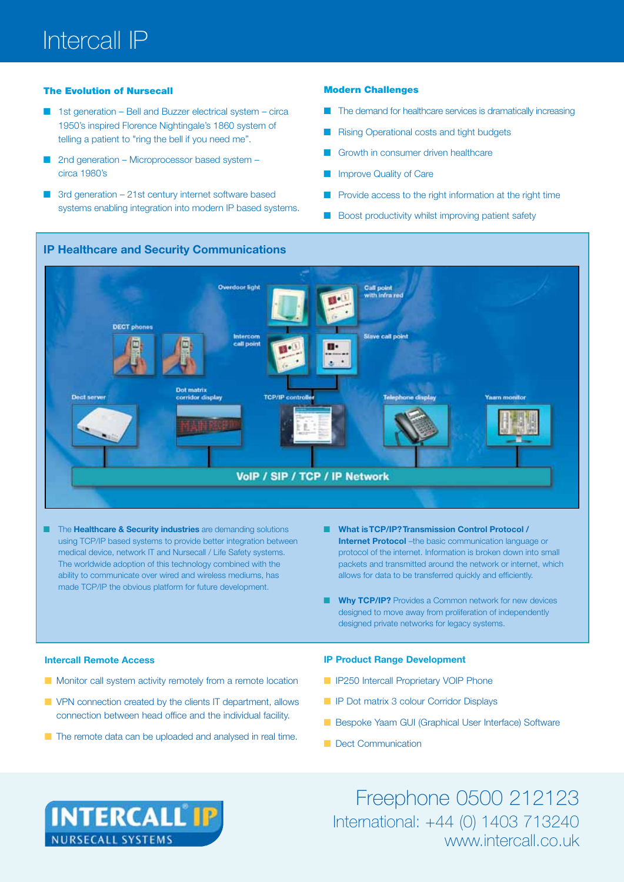# Intercall IP

### The Evolution of Nursecall

- 1st generation – Bell and Buzzer electrical system – circa 1950's inspired Florence Nightingale's 1860 system of telling a patient to "ring the bell if you need me".
- 2nd generation – Microprocessor based system – circa 1980's
- 3rd generation – 21st century internet software based systems enabling integration into modern IP based systems.

### Modern Challenges

- The demand for healthcare services is dramatically increasing
- Rising Operational costs and tight budgets
- Growth in consumer driven healthcare
- Improve Quality of Care
- Provide access to the right information at the right time
- Boost productivity whilst improving patient safety

## IP Healthcare and Security Communications

Overdoor light

Call point with infra red

DECT phones

Intercom call point

Slave call point

Dect server

Dot matrix corridor display

TCP/IP controller

Telephone display

Yaam monitor

VoIP / SIP / TCP / IP Network

- The **Healthcare & Security industries** are demanding solutions using TCP/IP based systems to provide better integration between medical device, network IT and Nursecall / Life Safety systems. The worldwide adoption of this technology combined with the ability to communicate over wired and wireless mediums, has made TCP/IP the obvious platform for future development.
- **What is TCP/IP? Transmission Control Protocol / Internet Protocol** –the basic communication language or protocol of the internet. Information is broken down into small packets and transmitted around the network or internet, which allows for data to be transferred quickly and efficiently.
- **Why TCP/IP?** Provides a Common network for new devices designed to move away from proliferation of independently designed private networks for legacy systems.

### Intercall Remote Access

- Monitor call system activity remotely from a remote location
- VPN connection created by the clients IT department, allows connection between head office and the individual facility.
- The remote data can be uploaded and analysed in real time.

### IP Product Range Development

- IP250 Intercall Proprietary VOIP Phone
- IP Dot matrix 3 colour Corridor Displays
- Bespoke Yaam GUI (Graphical User Interface) Software
- Dect Communication

INTERCALL IP
NURSECALL SYSTEMS

Freephone 0500 212123
International: +44 (0) 1403 713240
www.intercall.co.uk